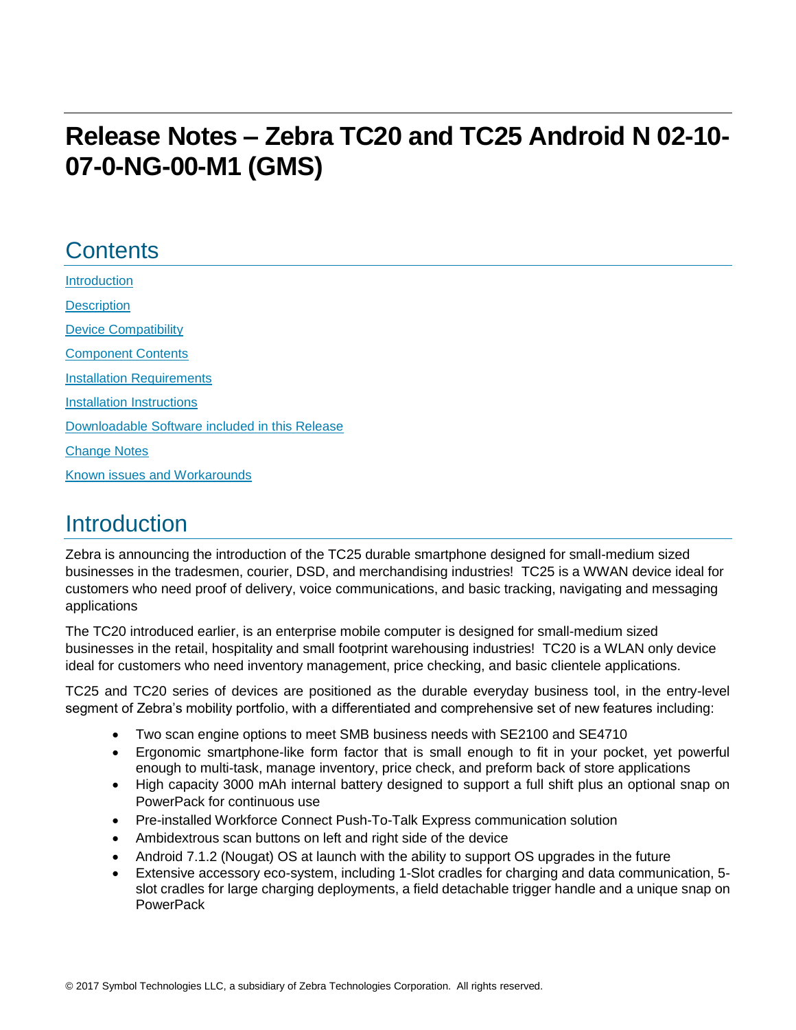# Release Notes – Zebra TC20 and TC25 Android N 02-10-07-0-NG-00-M1 (GMS)

## Contents

[Introduction](#introduction)

[Description](#description)

[Device Compatibility](#device-compatibility)

[Component Contents](#component-contents)

[Installation Requirements](#installation-requirements)

[Installation Instructions](#installation-instructions)

[Downloadable Software included in this Release](#downloadable-software-included-in-this-release)

[Change Notes](#change-notes)

[Known issues and Workarounds](#known-issues-and-workarounds)

## Introduction

Zebra is announcing the introduction of the TC25 durable smartphone designed for small-medium sized businesses in the tradesmen, courier, DSD, and merchandising industries! TC25 is a WWAN device ideal for customers who need proof of delivery, voice communications, and basic tracking, navigating and messaging applications

The TC20 introduced earlier, is an enterprise mobile computer is designed for small-medium sized businesses in the retail, hospitality and small footprint warehousing industries! TC20 is a WLAN only device ideal for customers who need inventory management, price checking, and basic clientele applications.

TC25 and TC20 series of devices are positioned as the durable everyday business tool, in the entry-level segment of Zebra's mobility portfolio, with a differentiated and comprehensive set of new features including:

- Two scan engine options to meet SMB business needs with SE2100 and SE4710
- Ergonomic smartphone-like form factor that is small enough to fit in your pocket, yet powerful enough to multi-task, manage inventory, price check, and preform back of store applications
- High capacity 3000 mAh internal battery designed to support a full shift plus an optional snap on PowerPack for continuous use
- Pre-installed Workforce Connect Push-To-Talk Express communication solution
- Ambidextrous scan buttons on left and right side of the device
- Android 7.1.2 (Nougat) OS at launch with the ability to support OS upgrades in the future
- Extensive accessory eco-system, including 1-Slot cradles for charging and data communication, 5-slot cradles for large charging deployments, a field detachable trigger handle and a unique snap on PowerPack

© 2017 Symbol Technologies LLC, a subsidiary of Zebra Technologies Corporation. All rights reserved.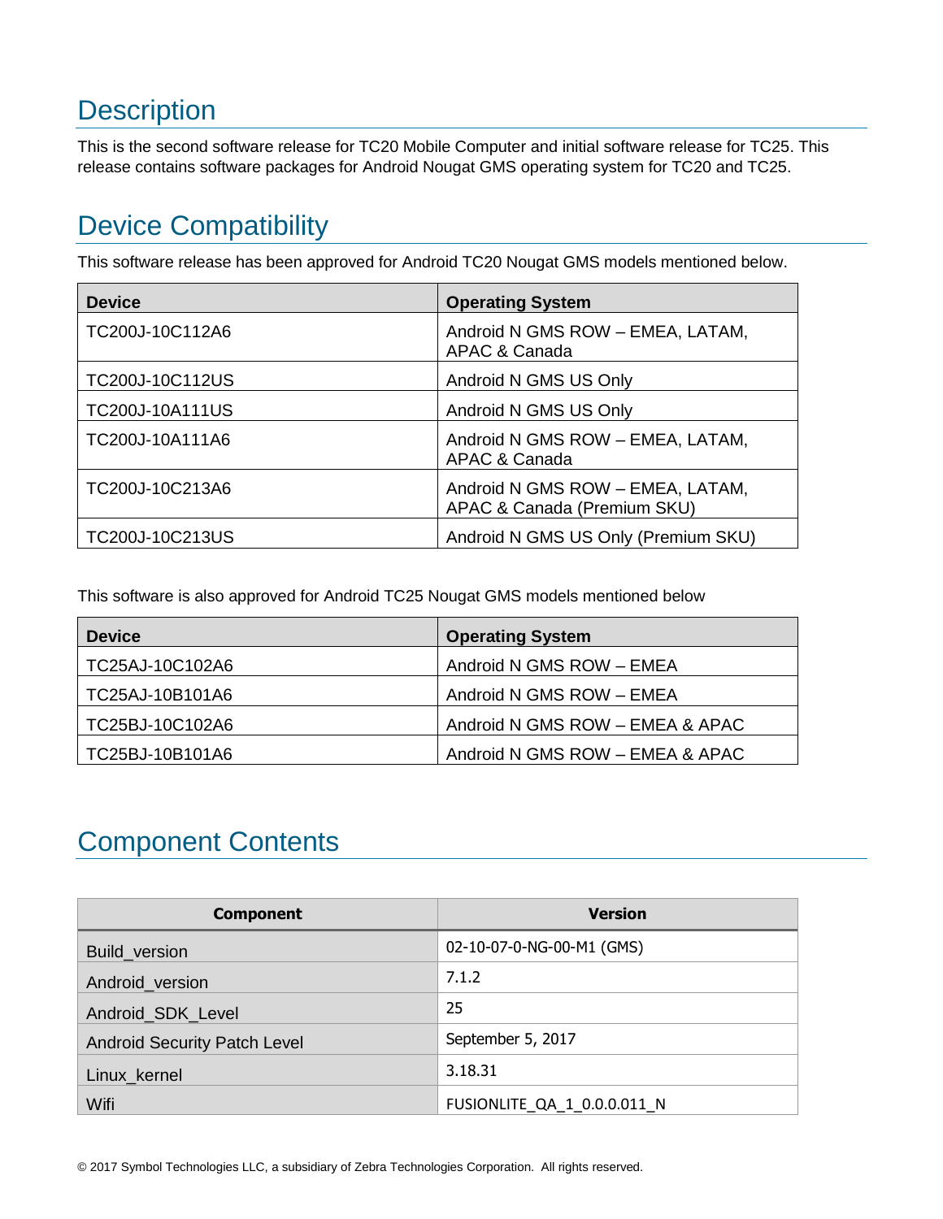# Description

This is the second software release for TC20 Mobile Computer and initial software release for TC25. This release contains software packages for Android Nougat GMS operating system for TC20 and TC25.

# Device Compatibility

This software release has been approved for Android TC20 Nougat GMS models mentioned below.

| Device | Operating System |
|---|---|
| TC200J-10C112A6 | Android N GMS ROW – EMEA, LATAM, APAC & Canada |
| TC200J-10C112US | Android N GMS US Only |
| TC200J-10A111US | Android N GMS US Only |
| TC200J-10A111A6 | Android N GMS ROW – EMEA, LATAM, APAC & Canada |
| TC200J-10C213A6 | Android N GMS ROW – EMEA, LATAM, APAC & Canada (Premium SKU) |
| TC200J-10C213US | Android N GMS US Only (Premium SKU) |

This software is also approved for Android TC25 Nougat GMS models mentioned below

| Device | Operating System |
|---|---|
| TC25AJ-10C102A6 | Android N GMS ROW – EMEA |
| TC25AJ-10B101A6 | Android N GMS ROW – EMEA |
| TC25BJ-10C102A6 | Android N GMS ROW – EMEA & APAC |
| TC25BJ-10B101A6 | Android N GMS ROW – EMEA & APAC |

# Component Contents

| Component | Version |
|---|---|
| Build_version | 02-10-07-0-NG-00-M1 (GMS) |
| Android_version | 7.1.2 |
| Android_SDK_Level | 25 |
| Android Security Patch Level | September 5, 2017 |
| Linux_kernel | 3.18.31 |
| Wifi | FUSIONLITE_QA_1_0.0.0.011_N |

© 2017 Symbol Technologies LLC, a subsidiary of Zebra Technologies Corporation. All rights reserved.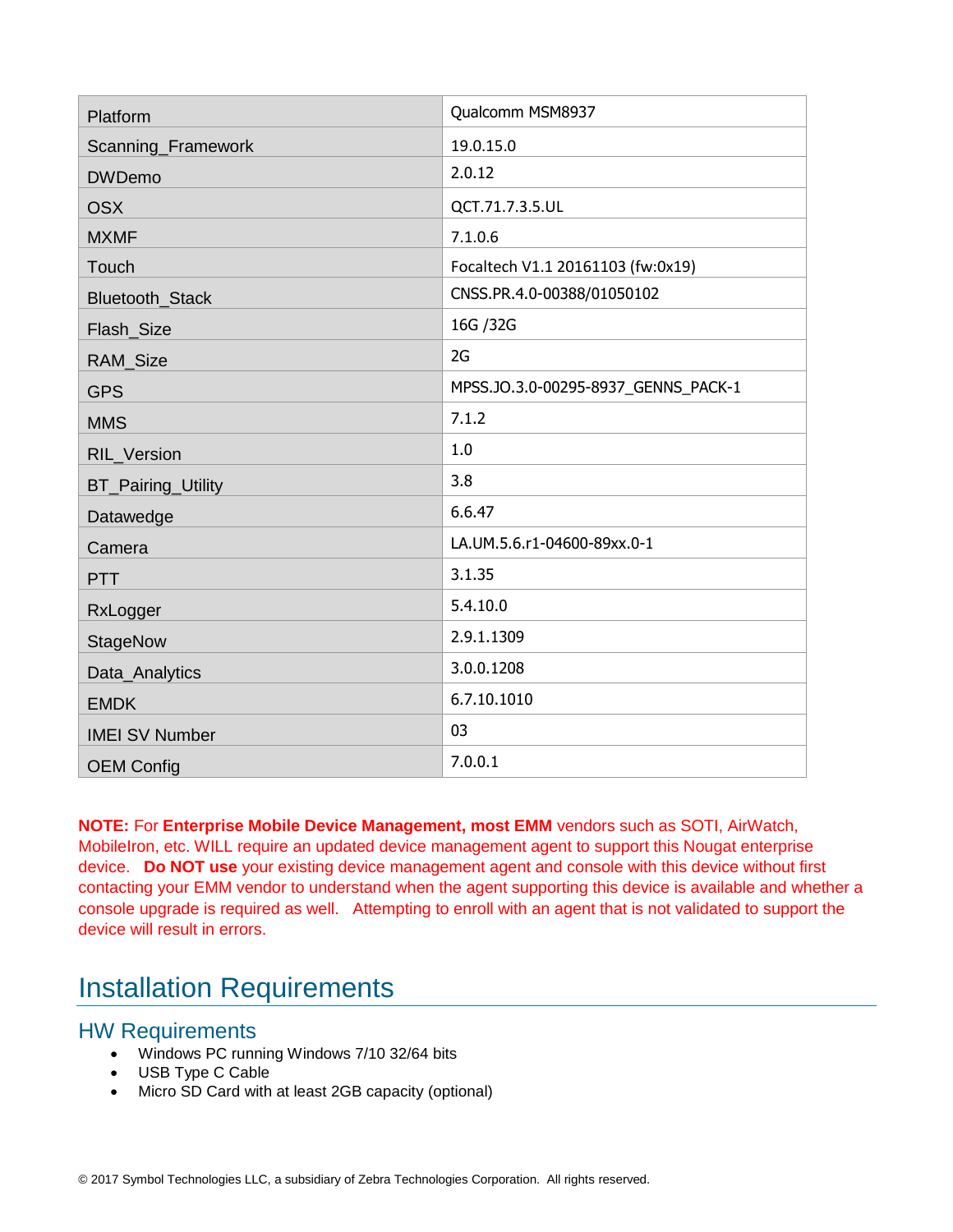| Platform | Qualcomm MSM8937 |
| --- | --- |
| Scanning_Framework | 19.0.15.0 |
| DWDemo | 2.0.12 |
| OSX | QCT.71.7.3.5.UL |
| MXMF | 7.1.0.6 |
| Touch | Focaltech V1.1 20161103 (fw:0x19) |
| Bluetooth_Stack | CNSS.PR.4.0-00388/01050102 |
| Flash_Size | 16G /32G |
| RAM_Size | 2G |
| GPS | MPSS.JO.3.0-00295-8937_GENNS_PACK-1 |
| MMS | 7.1.2 |
| RIL_Version | 1.0 |
| BT_Pairing_Utility | 3.8 |
| Datawedge | 6.6.47 |
| Camera | LA.UM.5.6.r1-04600-89xx.0-1 |
| PTT | 3.1.35 |
| RxLogger | 5.4.10.0 |
| StageNow | 2.9.1.1309 |
| Data_Analytics | 3.0.0.1208 |
| EMDK | 6.7.10.1010 |
| IMEI SV Number | 03 |
| OEM Config | 7.0.0.1 |

**NOTE:** For **Enterprise Mobile Device Management, most EMM** vendors such as SOTI, AirWatch, MobileIron, etc. WILL require an updated device management agent to support this Nougat enterprise device. **Do NOT use** your existing device management agent and console with this device without first contacting your EMM vendor to understand when the agent supporting this device is available and whether a console upgrade is required as well. Attempting to enroll with an agent that is not validated to support the device will result in errors.

# Installation Requirements

## HW Requirements

- Windows PC running Windows 7/10 32/64 bits
- USB Type C Cable
- Micro SD Card with at least 2GB capacity (optional)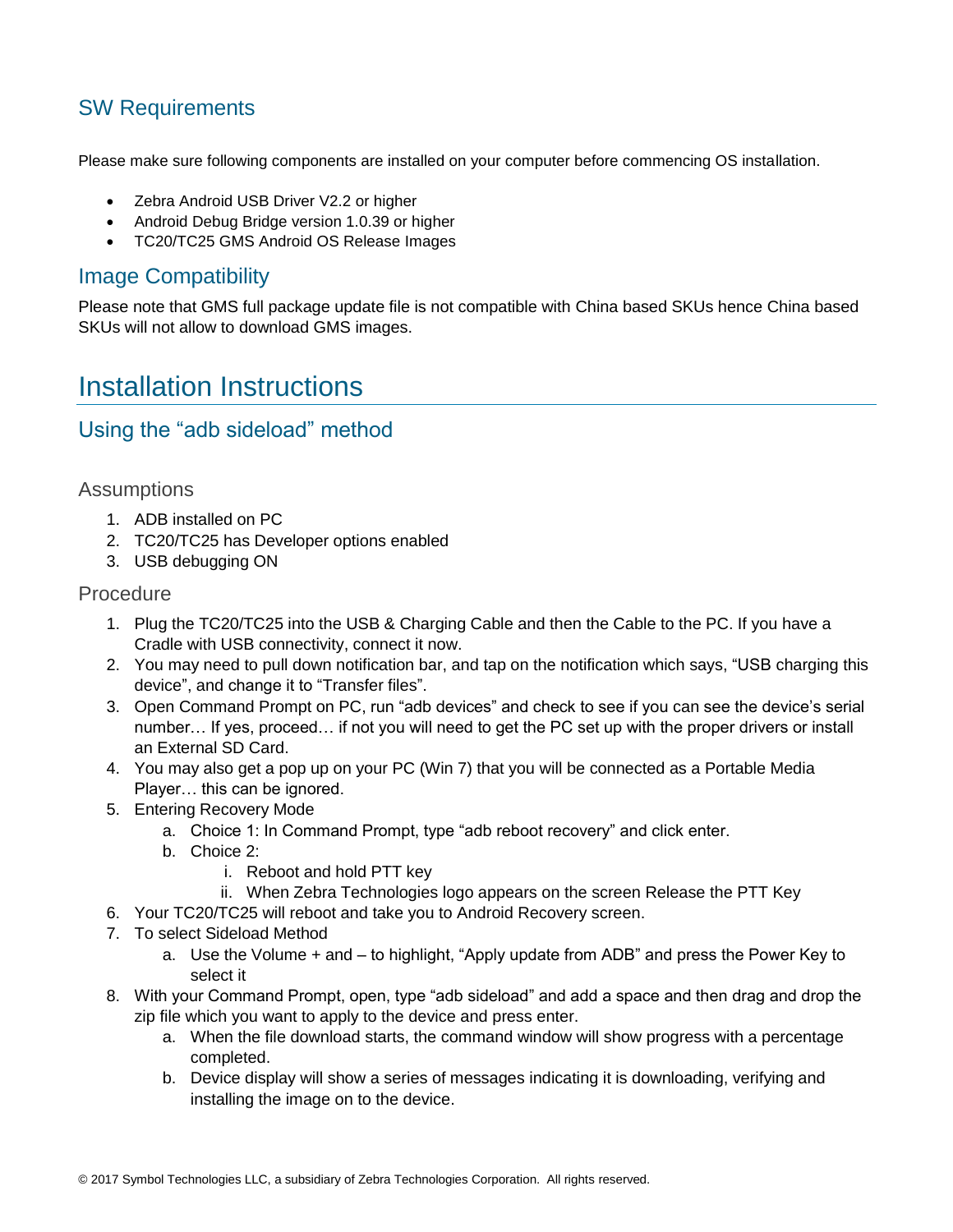## SW Requirements

Please make sure following components are installed on your computer before commencing OS installation.

- Zebra Android USB Driver V2.2 or higher
- Android Debug Bridge version 1.0.39 or higher
- TC20/TC25 GMS Android OS Release Images

## Image Compatibility

Please note that GMS full package update file is not compatible with China based SKUs hence China based SKUs will not allow to download GMS images.

# Installation Instructions

## Using the “adb sideload” method

### Assumptions

1. ADB installed on PC
2. TC20/TC25 has Developer options enabled
3. USB debugging ON

### Procedure

1. Plug the TC20/TC25 into the USB & Charging Cable and then the Cable to the PC. If you have a Cradle with USB connectivity, connect it now.
2. You may need to pull down notification bar, and tap on the notification which says, “USB charging this device”, and change it to “Transfer files”.
3. Open Command Prompt on PC, run “adb devices” and check to see if you can see the device’s serial number… If yes, proceed… if not you will need to get the PC set up with the proper drivers or install an External SD Card.
4. You may also get a pop up on your PC (Win 7) that you will be connected as a Portable Media Player… this can be ignored.
5. Entering Recovery Mode
    a. Choice 1: In Command Prompt, type “adb reboot recovery” and click enter.
    b. Choice 2:
        i. Reboot and hold PTT key
        ii. When Zebra Technologies logo appears on the screen Release the PTT Key
6. Your TC20/TC25 will reboot and take you to Android Recovery screen.
7. To select Sideload Method
    a. Use the Volume + and – to highlight, “Apply update from ADB” and press the Power Key to select it
8. With your Command Prompt, open, type “adb sideload” and add a space and then drag and drop the zip file which you want to apply to the device and press enter.
    a. When the file download starts, the command window will show progress with a percentage completed.
    b. Device display will show a series of messages indicating it is downloading, verifying and installing the image on to the device.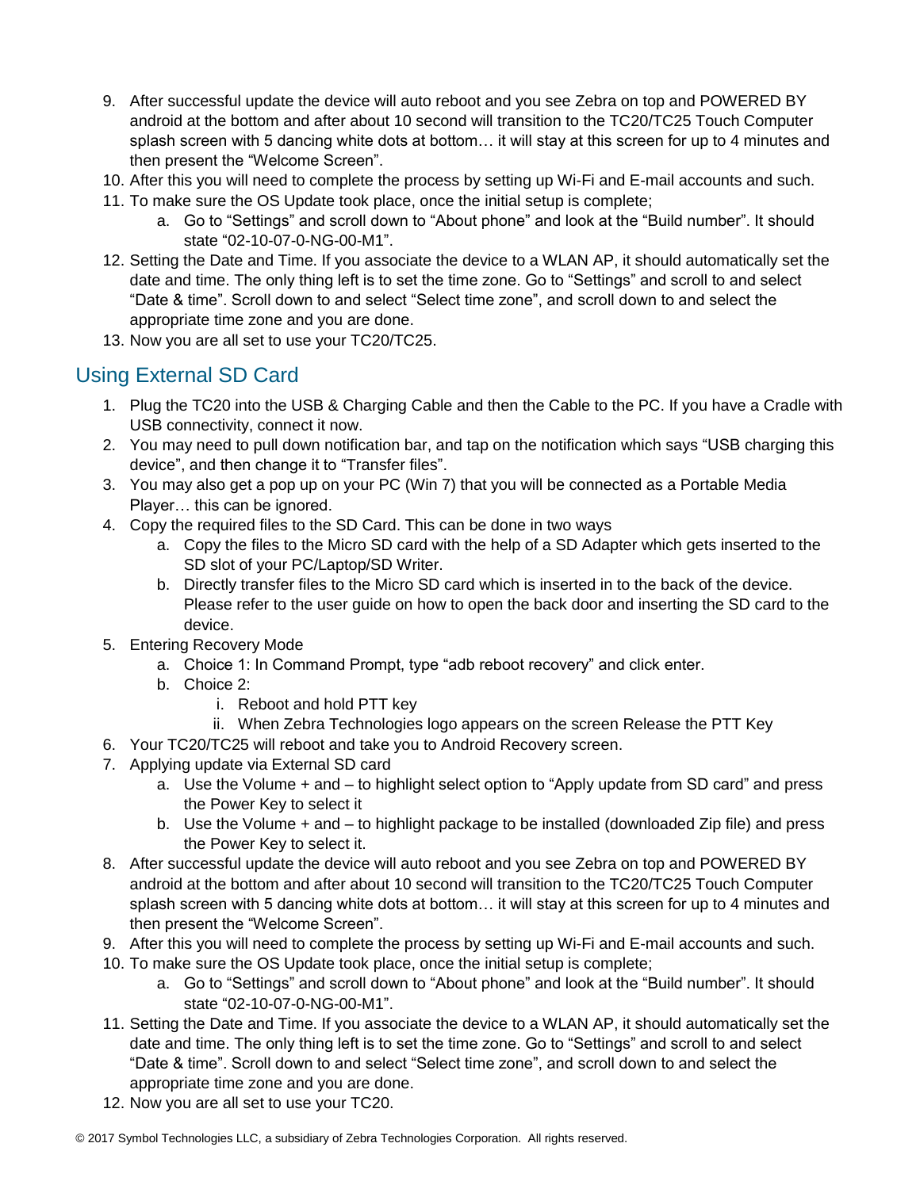9. After successful update the device will auto reboot and you see Zebra on top and POWERED BY android at the bottom and after about 10 second will transition to the TC20/TC25 Touch Computer splash screen with 5 dancing white dots at bottom… it will stay at this screen for up to 4 minutes and then present the "Welcome Screen".
10. After this you will need to complete the process by setting up Wi-Fi and E-mail accounts and such.
11. To make sure the OS Update took place, once the initial setup is complete;
    a. Go to "Settings" and scroll down to "About phone" and look at the "Build number". It should state "02-10-07-0-NG-00-M1".
12. Setting the Date and Time. If you associate the device to a WLAN AP, it should automatically set the date and time. The only thing left is to set the time zone. Go to "Settings" and scroll to and select "Date & time". Scroll down to and select "Select time zone", and scroll down to and select the appropriate time zone and you are done.
13. Now you are all set to use your TC20/TC25.

## Using External SD Card

1. Plug the TC20 into the USB & Charging Cable and then the Cable to the PC. If you have a Cradle with USB connectivity, connect it now.
2. You may need to pull down notification bar, and tap on the notification which says "USB charging this device", and then change it to "Transfer files".
3. You may also get a pop up on your PC (Win 7) that you will be connected as a Portable Media Player… this can be ignored.
4. Copy the required files to the SD Card. This can be done in two ways
    a. Copy the files to the Micro SD card with the help of a SD Adapter which gets inserted to the SD slot of your PC/Laptop/SD Writer.
    b. Directly transfer files to the Micro SD card which is inserted in to the back of the device. Please refer to the user guide on how to open the back door and inserting the SD card to the device.
5. Entering Recovery Mode
    a. Choice 1: In Command Prompt, type "adb reboot recovery" and click enter.
    b. Choice 2:
        i. Reboot and hold PTT key
        ii. When Zebra Technologies logo appears on the screen Release the PTT Key
6. Your TC20/TC25 will reboot and take you to Android Recovery screen.
7. Applying update via External SD card
    a. Use the Volume + and – to highlight select option to "Apply update from SD card" and press the Power Key to select it
    b. Use the Volume + and – to highlight package to be installed (downloaded Zip file) and press the Power Key to select it.
8. After successful update the device will auto reboot and you see Zebra on top and POWERED BY android at the bottom and after about 10 second will transition to the TC20/TC25 Touch Computer splash screen with 5 dancing white dots at bottom… it will stay at this screen for up to 4 minutes and then present the "Welcome Screen".
9. After this you will need to complete the process by setting up Wi-Fi and E-mail accounts and such.
10. To make sure the OS Update took place, once the initial setup is complete;
    a. Go to "Settings" and scroll down to "About phone" and look at the "Build number". It should state "02-10-07-0-NG-00-M1".
11. Setting the Date and Time. If you associate the device to a WLAN AP, it should automatically set the date and time. The only thing left is to set the time zone. Go to "Settings" and scroll to and select "Date & time". Scroll down to and select "Select time zone", and scroll down to and select the appropriate time zone and you are done.
12. Now you are all set to use your TC20.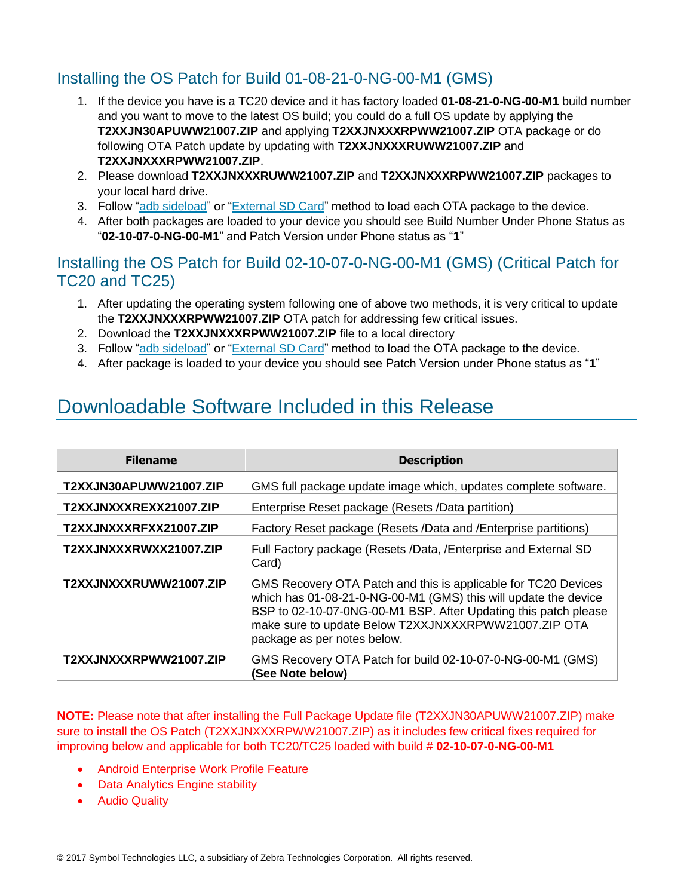## Installing the OS Patch for Build 01-08-21-0-NG-00-M1 (GMS)

1. If the device you have is a TC20 device and it has factory loaded **01-08-21-0-NG-00-M1** build number and you want to move to the latest OS build; you could do a full OS update by applying the **T2XXJN30APUWW21007.ZIP** and applying **T2XXJNXXXRPWW21007.ZIP** OTA package or do following OTA Patch update by updating with **T2XXJNXXXRUWW21007.ZIP** and **T2XXJNXXXRPWW21007.ZIP**.
2. Please download **T2XXJNXXXRUWW21007.ZIP** and **T2XXJNXXXRPWW21007.ZIP** packages to your local hard drive.
3. Follow "adb sideload" or "External SD Card" method to load each OTA package to the device.
4. After both packages are loaded to your device you should see Build Number Under Phone Status as "**02-10-07-0-NG-00-M1**" and Patch Version under Phone status as "**1**"

## Installing the OS Patch for Build 02-10-07-0-NG-00-M1 (GMS) (Critical Patch for TC20 and TC25)

1. After updating the operating system following one of above two methods, it is very critical to update the **T2XXJNXXXRPWW21007.ZIP** OTA patch for addressing few critical issues.
2. Download the **T2XXJNXXXRPWW21007.ZIP** file to a local directory
3. Follow "adb sideload" or "External SD Card" method to load the OTA package to the device.
4. After package is loaded to your device you should see Patch Version under Phone status as "**1**"

# Downloadable Software Included in this Release

| Filename | Description |
|---|---|
| **T2XXJN30APUWW21007.ZIP** | GMS full package update image which, updates complete software. |
| **T2XXJNXXXREXX21007.ZIP** | Enterprise Reset package (Resets /Data partition) |
| **T2XXJNXXXRFXX21007.ZIP** | Factory Reset package (Resets /Data and /Enterprise partitions) |
| **T2XXJNXXXRWXX21007.ZIP** | Full Factory package (Resets /Data, /Enterprise and External SD Card) |
| **T2XXJNXXXRUWW21007.ZIP** | GMS Recovery OTA Patch and this is applicable for TC20 Devices which has 01-08-21-0-NG-00-M1 (GMS) this will update the device BSP to 02-10-07-0NG-00-M1 BSP. After Updating this patch please make sure to update Below T2XXJNXXXRPWW21007.ZIP OTA package as per notes below. |
| **T2XXJNXXXRPWW21007.ZIP** | GMS Recovery OTA Patch for build 02-10-07-0-NG-00-M1 (GMS) **(See Note below)** |

**NOTE:** Please note that after installing the Full Package Update file (T2XXJN30APUWW21007.ZIP) make sure to install the OS Patch (T2XXJNXXXRPWW21007.ZIP) as it includes few critical fixes required for improving below and applicable for both TC20/TC25 loaded with build # **02-10-07-0-NG-00-M1**

- Android Enterprise Work Profile Feature
- Data Analytics Engine stability
- Audio Quality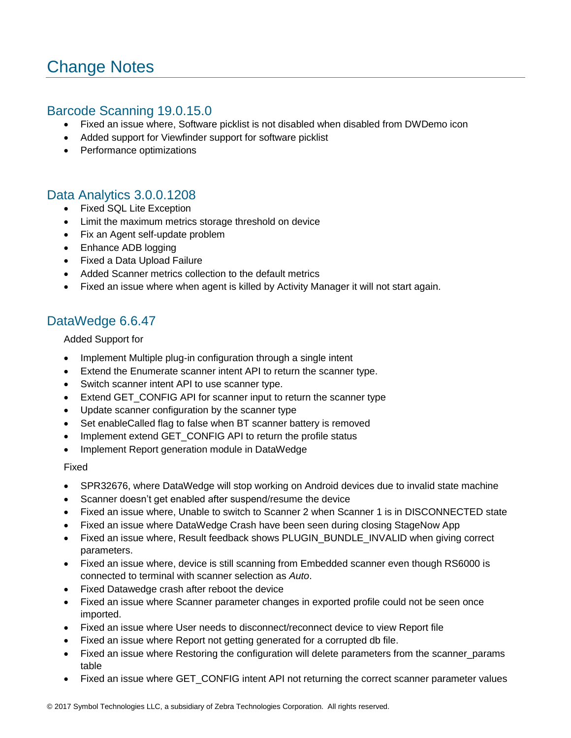# Change Notes

## Barcode Scanning 19.0.15.0

- Fixed an issue where, Software picklist is not disabled when disabled from DWDemo icon
- Added support for Viewfinder support for software picklist
- Performance optimizations

## Data Analytics 3.0.0.1208

- Fixed SQL Lite Exception
- Limit the maximum metrics storage threshold on device
- Fix an Agent self-update problem
- Enhance ADB logging
- Fixed a Data Upload Failure
- Added Scanner metrics collection to the default metrics
- Fixed an issue where when agent is killed by Activity Manager it will not start again.

## DataWedge 6.6.47

Added Support for

- Implement Multiple plug-in configuration through a single intent
- Extend the Enumerate scanner intent API to return the scanner type.
- Switch scanner intent API to use scanner type.
- Extend GET_CONFIG API for scanner input to return the scanner type
- Update scanner configuration by the scanner type
- Set enableCalled flag to false when BT scanner battery is removed
- Implement extend GET_CONFIG API to return the profile status
- Implement Report generation module in DataWedge

Fixed

- SPR32676, where DataWedge will stop working on Android devices due to invalid state machine
- Scanner doesn't get enabled after suspend/resume the device
- Fixed an issue where, Unable to switch to Scanner 2 when Scanner 1 is in DISCONNECTED state
- Fixed an issue where DataWedge Crash have been seen during closing StageNow App
- Fixed an issue where, Result feedback shows PLUGIN_BUNDLE_INVALID when giving correct parameters.
- Fixed an issue where, device is still scanning from Embedded scanner even though RS6000 is connected to terminal with scanner selection as *Auto*.
- Fixed Datawedge crash after reboot the device
- Fixed an issue where Scanner parameter changes in exported profile could not be seen once imported.
- Fixed an issue where User needs to disconnect/reconnect device to view Report file
- Fixed an issue where Report not getting generated for a corrupted db file.
- Fixed an issue where Restoring the configuration will delete parameters from the scanner_params table
- Fixed an issue where GET_CONFIG intent API not returning the correct scanner parameter values

© 2017 Symbol Technologies LLC, a subsidiary of Zebra Technologies Corporation. All rights reserved.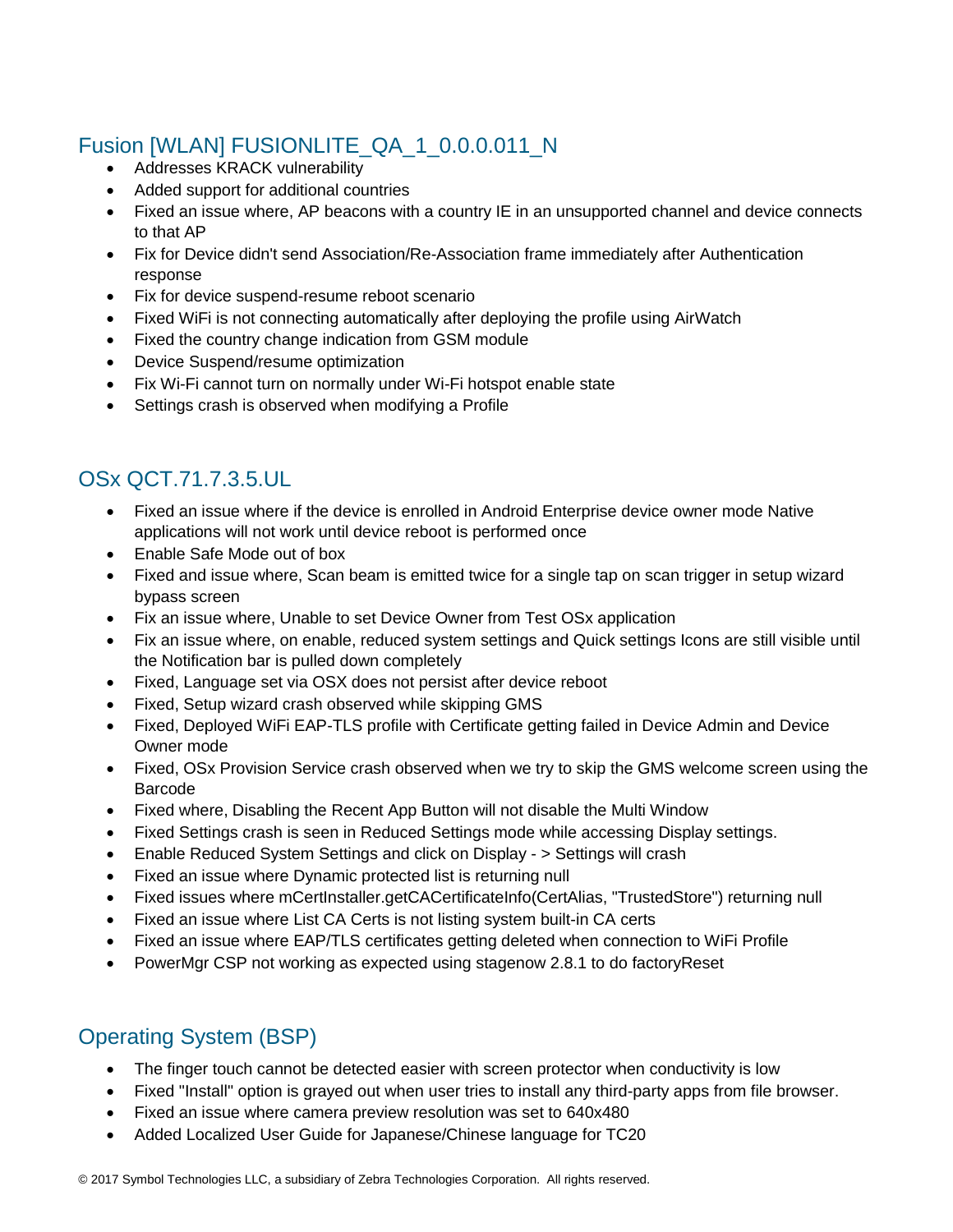## Fusion [WLAN] FUSIONLITE_QA_1_0.0.0.011_N

- Addresses KRACK vulnerability
- Added support for additional countries
- Fixed an issue where, AP beacons with a country IE in an unsupported channel and device connects to that AP
- Fix for Device didn't send Association/Re-Association frame immediately after Authentication response
- Fix for device suspend-resume reboot scenario
- Fixed WiFi is not connecting automatically after deploying the profile using AirWatch
- Fixed the country change indication from GSM module
- Device Suspend/resume optimization
- Fix Wi-Fi cannot turn on normally under Wi-Fi hotspot enable state
- Settings crash is observed when modifying a Profile

## OSx QCT.71.7.3.5.UL

- Fixed an issue where if the device is enrolled in Android Enterprise device owner mode Native applications will not work until device reboot is performed once
- Enable Safe Mode out of box
- Fixed and issue where, Scan beam is emitted twice for a single tap on scan trigger in setup wizard bypass screen
- Fix an issue where, Unable to set Device Owner from Test OSx application
- Fix an issue where, on enable, reduced system settings and Quick settings Icons are still visible until the Notification bar is pulled down completely
- Fixed, Language set via OSX does not persist after device reboot
- Fixed, Setup wizard crash observed while skipping GMS
- Fixed, Deployed WiFi EAP-TLS profile with Certificate getting failed in Device Admin and Device Owner mode
- Fixed, OSx Provision Service crash observed when we try to skip the GMS welcome screen using the Barcode
- Fixed where, Disabling the Recent App Button will not disable the Multi Window
- Fixed Settings crash is seen in Reduced Settings mode while accessing Display settings.
- Enable Reduced System Settings and click on Display - > Settings will crash
- Fixed an issue where Dynamic protected list is returning null
- Fixed issues where mCertInstaller.getCACertificateInfo(CertAlias, "TrustedStore") returning null
- Fixed an issue where List CA Certs is not listing system built-in CA certs
- Fixed an issue where EAP/TLS certificates getting deleted when connection to WiFi Profile
- PowerMgr CSP not working as expected using stagenow 2.8.1 to do factoryReset

## Operating System (BSP)

- The finger touch cannot be detected easier with screen protector when conductivity is low
- Fixed "Install" option is grayed out when user tries to install any third-party apps from file browser.
- Fixed an issue where camera preview resolution was set to 640x480
- Added Localized User Guide for Japanese/Chinese language for TC20

© 2017 Symbol Technologies LLC, a subsidiary of Zebra Technologies Corporation. All rights reserved.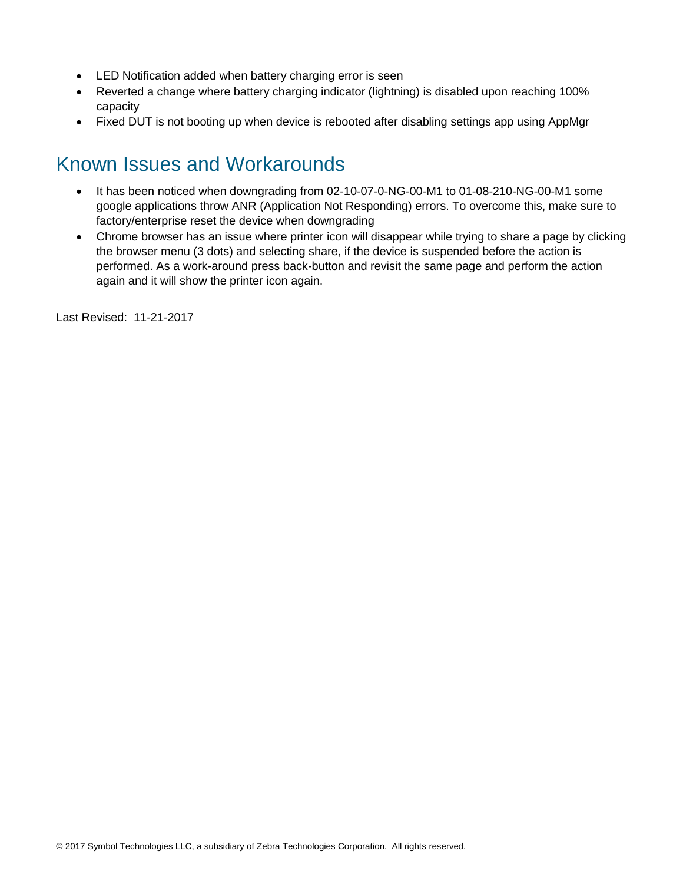- LED Notification added when battery charging error is seen
- Reverted a change where battery charging indicator (lightning) is disabled upon reaching 100% capacity
- Fixed DUT is not booting up when device is rebooted after disabling settings app using AppMgr

# Known Issues and Workarounds

- It has been noticed when downgrading from 02-10-07-0-NG-00-M1 to 01-08-210-NG-00-M1 some google applications throw ANR (Application Not Responding) errors. To overcome this, make sure to factory/enterprise reset the device when downgrading
- Chrome browser has an issue where printer icon will disappear while trying to share a page by clicking the browser menu (3 dots) and selecting share, if the device is suspended before the action is performed. As a work-around press back-button and revisit the same page and perform the action again and it will show the printer icon again.

Last Revised: 11-21-2017

© 2017 Symbol Technologies LLC, a subsidiary of Zebra Technologies Corporation. All rights reserved.